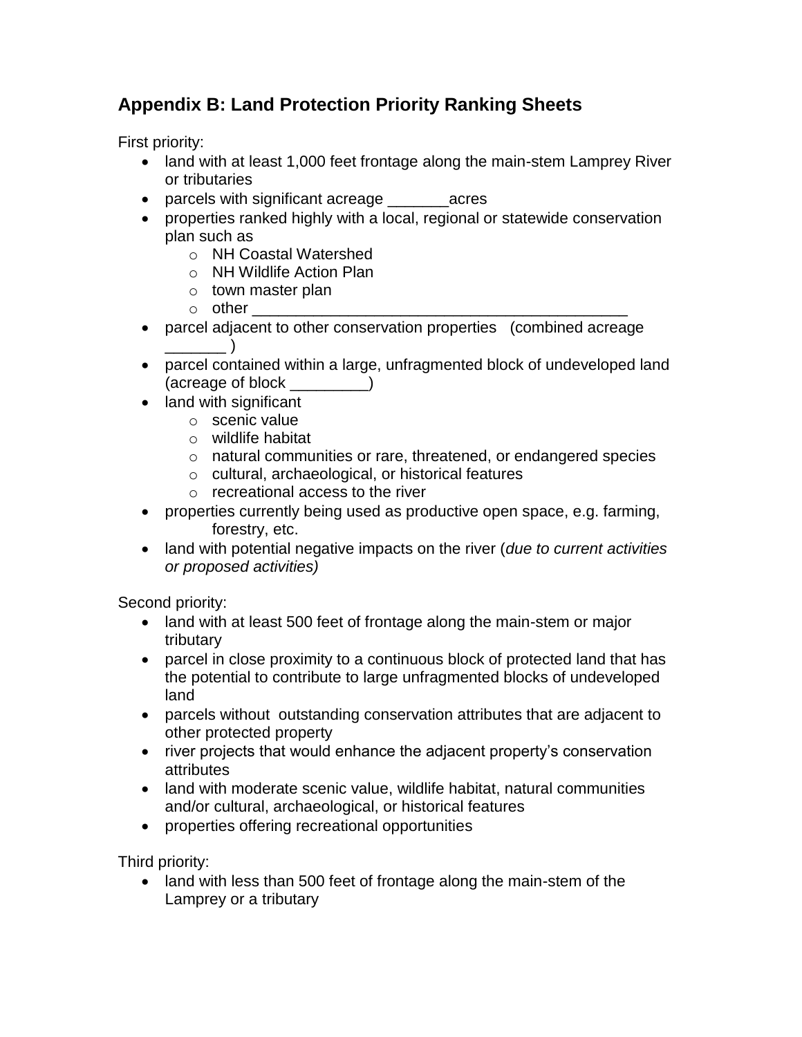## Appendix B: Land Protection Priority Ranking Sheets

First priority:

- land with at least 1,000 feet frontage along the main-stem Lamprey River or tributaries
- parcels with significant acreage _______acres
- properties ranked highly with a local, regional or statewide conservation plan such as
  - NH Coastal Watershed
  - NH Wildlife Action Plan
  - town master plan
  - other ___________________________________________
- parcel adjacent to other conservation properties (combined acreage _______ )
- parcel contained within a large, unfragmented block of undeveloped land (acreage of block _________)
- land with significant
  - scenic value
  - wildlife habitat
  - natural communities or rare, threatened, or endangered species
  - cultural, archaeological, or historical features
  - recreational access to the river
- properties currently being used as productive open space, e.g. farming, forestry, etc.
- land with potential negative impacts on the river (*due to current activities or proposed activities)*

Second priority:

- land with at least 500 feet of frontage along the main-stem or major tributary
- parcel in close proximity to a continuous block of protected land that has the potential to contribute to large unfragmented blocks of undeveloped land
- parcels without outstanding conservation attributes that are adjacent to other protected property
- river projects that would enhance the adjacent property's conservation attributes
- land with moderate scenic value, wildlife habitat, natural communities and/or cultural, archaeological, or historical features
- properties offering recreational opportunities

Third priority:

- land with less than 500 feet of frontage along the main-stem of the Lamprey or a tributary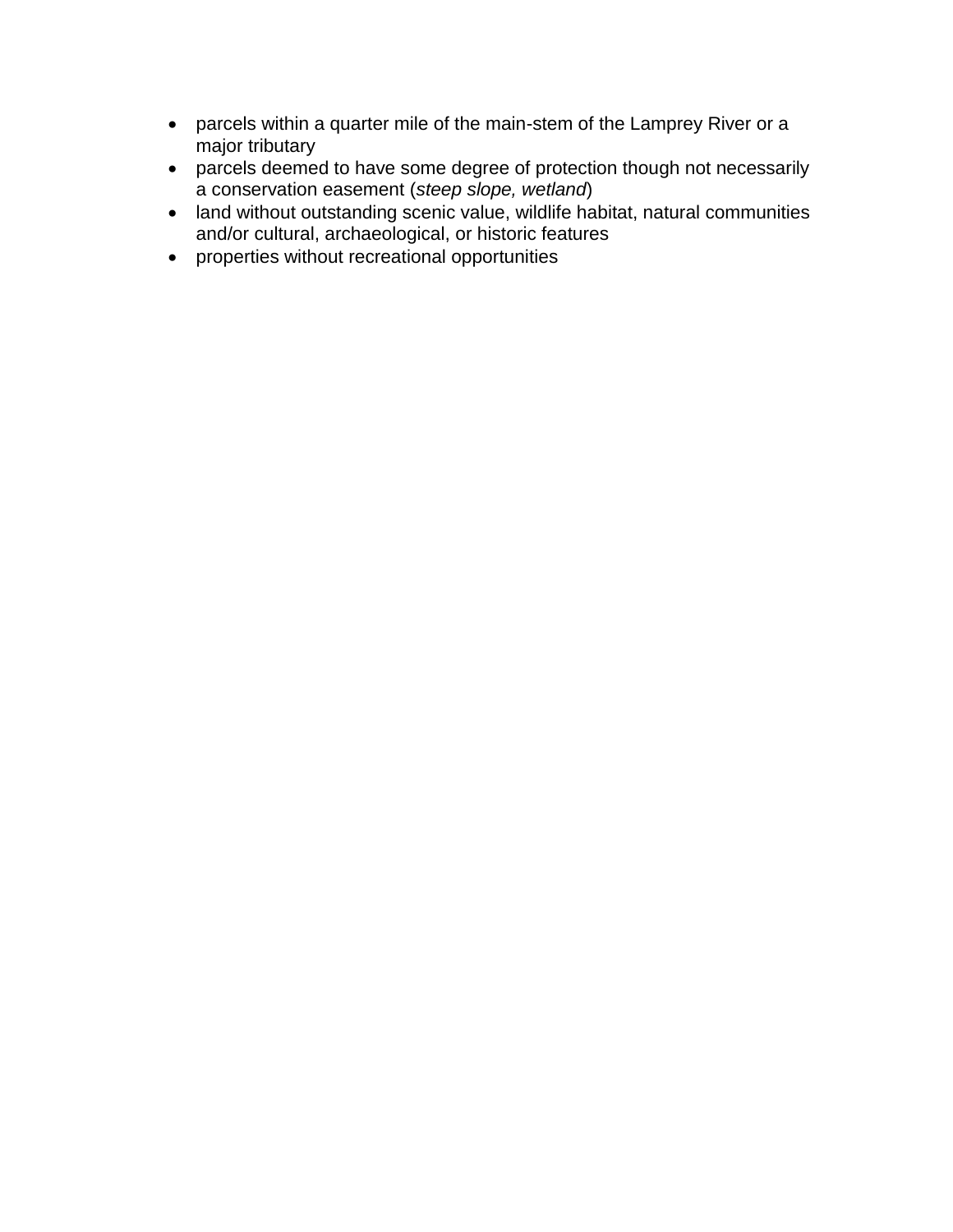- parcels within a quarter mile of the main-stem of the Lamprey River or a major tributary
- parcels deemed to have some degree of protection though not necessarily a conservation easement (*steep slope, wetland*)
- land without outstanding scenic value, wildlife habitat, natural communities and/or cultural, archaeological, or historic features
- properties without recreational opportunities